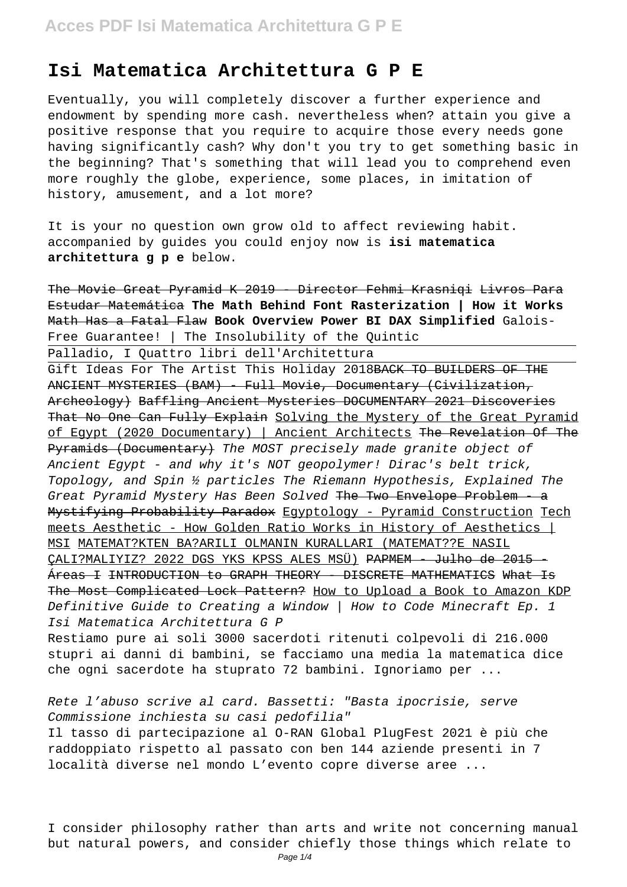# Isi Matematica Architettura G P E

Eventually, you will completely discover a further experience and endowment by spending more cash. nevertheless when? attain you give a positive response that you require to acquire those every needs gone having significantly cash? Why don't you try to get something basic in the beginning? That's something that will lead you to comprehend even more roughly the globe, experience, some places, in imitation of history, amusement, and a lot more?

It is your no question own grow old to affect reviewing habit. accompanied by guides you could enjoy now is **isi matematica architettura g p e** below.

~~The Movie Great Pyramid K 2019 - Director Fehmi Krasniqi~~ ~~Livros Para Estudar Matemática~~ **The Math Behind Font Rasterization | How it Works** ~~Math Has a Fatal Flaw~~ **Book Overview Power BI DAX Simplified** Galois-Free Guarantee! | The Insolubility of the Quintic

Palladio, I Quattro libri dell'Architettura

Gift Ideas For The Artist This Holiday 2018~~BACK TO BUILDERS OF THE ANCIENT MYSTERIES (BAM) - Full Movie, Documentary (Civilization, Archeology)~~ ~~Baffling Ancient Mysteries DOCUMENTARY 2021 Discoveries That No One Can Fully Explain~~ Solving the Mystery of the Great Pyramid of Egypt (2020 Documentary) | Ancient Architects ~~The Revelation Of The Pyramids (Documentary)~~ *The MOST precisely made granite object of Ancient Egypt - and why it's NOT geopolymer! Dirac's belt trick, Topology, and Spin ½ particles The Riemann Hypothesis, Explained The Great Pyramid Mystery Has Been Solved* ~~The Two Envelope Problem - a Mystifying Probability Paradox~~ Egyptology - Pyramid Construction Tech meets Aesthetic - How Golden Ratio Works in History of Aesthetics | MSI MATEMAT?KTEN BA?ARILI OLMANIN KURALLARI (MATEMAT??E NASIL ÇALI?MALIYIZ? 2022 DGS YKS KPSS ALES MSÜ) ~~PAPMEM - Julho de 2015 - Áreas I~~ ~~INTRODUCTION to GRAPH THEORY - DISCRETE MATHEMATICS~~ ~~What Is The Most Complicated Lock Pattern?~~ How to Upload a Book to Amazon KDP *Definitive Guide to Creating a Window | How to Code Minecraft Ep. 1*

*Isi Matematica Architettura G P*

Restiamo pure ai soli 3000 sacerdoti ritenuti colpevoli di 216.000 stupri ai danni di bambini, se facciamo una media la matematica dice che ogni sacerdote ha stuprato 72 bambini. Ignoriamo per ...

*Rete l'abuso scrive al card. Bassetti: "Basta ipocrisie, serve Commissione inchiesta su casi pedofilia"*

Il tasso di partecipazione al O-RAN Global PlugFest 2021 è più che raddoppiato rispetto al passato con ben 144 aziende presenti in 7 località diverse nel mondo L'evento copre diverse aree ...

I consider philosophy rather than arts and write not concerning manual but natural powers, and consider chiefly those things which relate to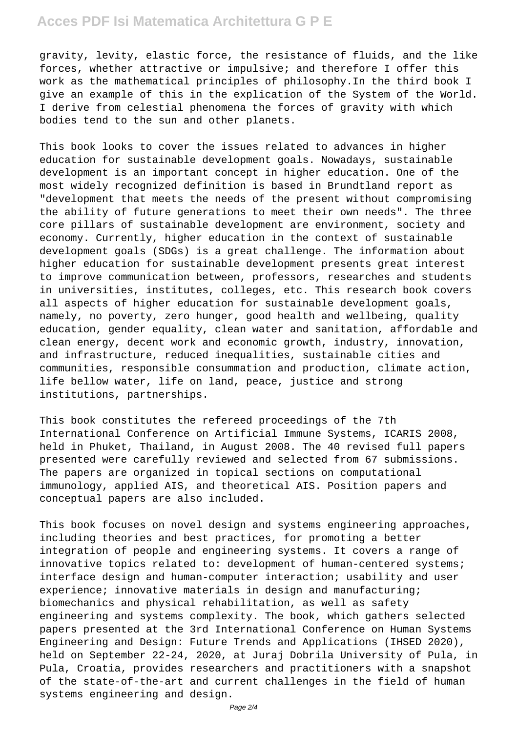gravity, levity, elastic force, the resistance of fluids, and the like forces, whether attractive or impulsive; and therefore I offer this work as the mathematical principles of philosophy.In the third book I give an example of this in the explication of the System of the World. I derive from celestial phenomena the forces of gravity with which bodies tend to the sun and other planets.

This book looks to cover the issues related to advances in higher education for sustainable development goals. Nowadays, sustainable development is an important concept in higher education. One of the most widely recognized definition is based in Brundtland report as "development that meets the needs of the present without compromising the ability of future generations to meet their own needs". The three core pillars of sustainable development are environment, society and economy. Currently, higher education in the context of sustainable development goals (SDGs) is a great challenge. The information about higher education for sustainable development presents great interest to improve communication between, professors, researches and students in universities, institutes, colleges, etc. This research book covers all aspects of higher education for sustainable development goals, namely, no poverty, zero hunger, good health and wellbeing, quality education, gender equality, clean water and sanitation, affordable and clean energy, decent work and economic growth, industry, innovation, and infrastructure, reduced inequalities, sustainable cities and communities, responsible consummation and production, climate action, life bellow water, life on land, peace, justice and strong institutions, partnerships.

This book constitutes the refereed proceedings of the 7th International Conference on Artificial Immune Systems, ICARIS 2008, held in Phuket, Thailand, in August 2008. The 40 revised full papers presented were carefully reviewed and selected from 67 submissions. The papers are organized in topical sections on computational immunology, applied AIS, and theoretical AIS. Position papers and conceptual papers are also included.

This book focuses on novel design and systems engineering approaches, including theories and best practices, for promoting a better integration of people and engineering systems. It covers a range of innovative topics related to: development of human-centered systems; interface design and human-computer interaction; usability and user experience; innovative materials in design and manufacturing; biomechanics and physical rehabilitation, as well as safety engineering and systems complexity. The book, which gathers selected papers presented at the 3rd International Conference on Human Systems Engineering and Design: Future Trends and Applications (IHSED 2020), held on September 22-24, 2020, at Juraj Dobrila University of Pula, in Pula, Croatia, provides researchers and practitioners with a snapshot of the state-of-the-art and current challenges in the field of human systems engineering and design.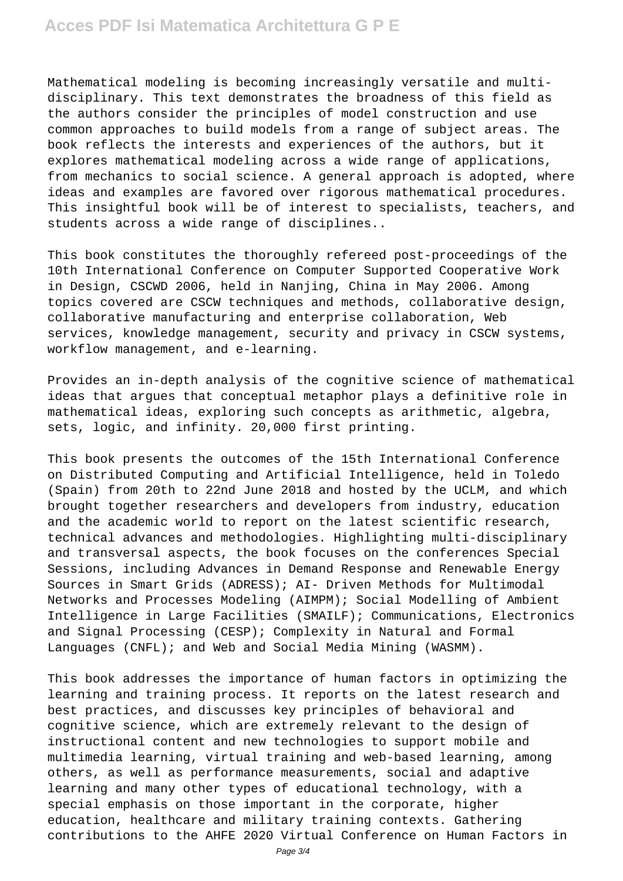Mathematical modeling is becoming increasingly versatile and multi-disciplinary. This text demonstrates the broadness of this field as the authors consider the principles of model construction and use common approaches to build models from a range of subject areas. The book reflects the interests and experiences of the authors, but it explores mathematical modeling across a wide range of applications, from mechanics to social science. A general approach is adopted, where ideas and examples are favored over rigorous mathematical procedures. This insightful book will be of interest to specialists, teachers, and students across a wide range of disciplines..

This book constitutes the thoroughly refereed post-proceedings of the 10th International Conference on Computer Supported Cooperative Work in Design, CSCWD 2006, held in Nanjing, China in May 2006. Among topics covered are CSCW techniques and methods, collaborative design, collaborative manufacturing and enterprise collaboration, Web services, knowledge management, security and privacy in CSCW systems, workflow management, and e-learning.

Provides an in-depth analysis of the cognitive science of mathematical ideas that argues that conceptual metaphor plays a definitive role in mathematical ideas, exploring such concepts as arithmetic, algebra, sets, logic, and infinity. 20,000 first printing.

This book presents the outcomes of the 15th International Conference on Distributed Computing and Artificial Intelligence, held in Toledo (Spain) from 20th to 22nd June 2018 and hosted by the UCLM, and which brought together researchers and developers from industry, education and the academic world to report on the latest scientific research, technical advances and methodologies. Highlighting multi-disciplinary and transversal aspects, the book focuses on the conferences Special Sessions, including Advances in Demand Response and Renewable Energy Sources in Smart Grids (ADRESS); AI- Driven Methods for Multimodal Networks and Processes Modeling (AIMPM); Social Modelling of Ambient Intelligence in Large Facilities (SMAILF); Communications, Electronics and Signal Processing (CESP); Complexity in Natural and Formal Languages (CNFL); and Web and Social Media Mining (WASMM).

This book addresses the importance of human factors in optimizing the learning and training process. It reports on the latest research and best practices, and discusses key principles of behavioral and cognitive science, which are extremely relevant to the design of instructional content and new technologies to support mobile and multimedia learning, virtual training and web-based learning, among others, as well as performance measurements, social and adaptive learning and many other types of educational technology, with a special emphasis on those important in the corporate, higher education, healthcare and military training contexts. Gathering contributions to the AHFE 2020 Virtual Conference on Human Factors in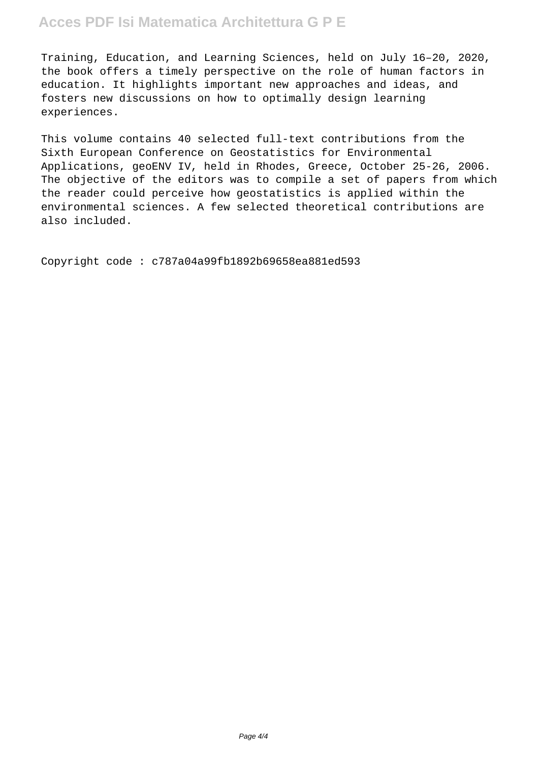Training, Education, and Learning Sciences, held on July 16–20, 2020, the book offers a timely perspective on the role of human factors in education. It highlights important new approaches and ideas, and fosters new discussions on how to optimally design learning experiences.

This volume contains 40 selected full-text contributions from the Sixth European Conference on Geostatistics for Environmental Applications, geoENV IV, held in Rhodes, Greece, October 25-26, 2006. The objective of the editors was to compile a set of papers from which the reader could perceive how geostatistics is applied within the environmental sciences. A few selected theoretical contributions are also included.

Copyright code : c787a04a99fb1892b69658ea881ed593